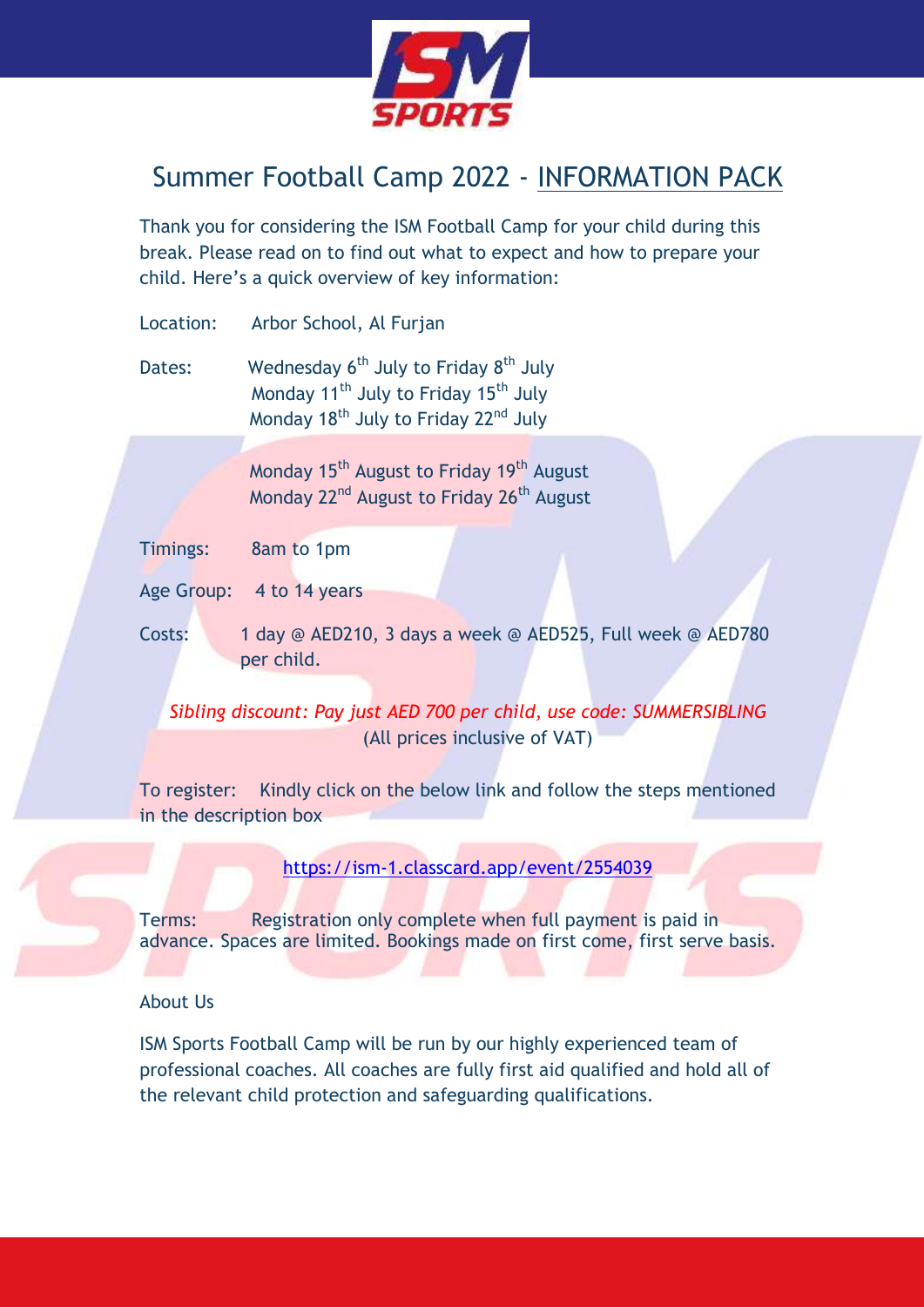# Summer Football Camp 2022 - INFORMATION PACK

Thank you for considering the ISM Football Camp for your child during this break. Please read on to find out what to expect and how to prepare your child. Here's a quick overview of key information:

Location: Arbor School, Al Furjan

Dates: Wednesday 6th July to Friday 8th July
Monday 11th July to Friday 15th July
Monday 18th July to Friday 22nd July

Monday 15th August to Friday 19th August
Monday 22nd August to Friday 26th August

Timings: 8am to 1pm

Age Group: 4 to 14 years

Costs: 1 day @ AED210, 3 days a week @ AED525, Full week @ AED780 per child.

*Sibling discount: Pay just AED 700 per child, use code: SUMMERSIBLING*
(All prices inclusive of VAT)

To register: Kindly click on the below link and follow the steps mentioned in the description box

https://ism-1.classcard.app/event/2554039

Terms: Registration only complete when full payment is paid in advance. Spaces are limited. Bookings made on first come, first serve basis.

About Us

ISM Sports Football Camp will be run by our highly experienced team of professional coaches. All coaches are fully first aid qualified and hold all of the relevant child protection and safeguarding qualifications.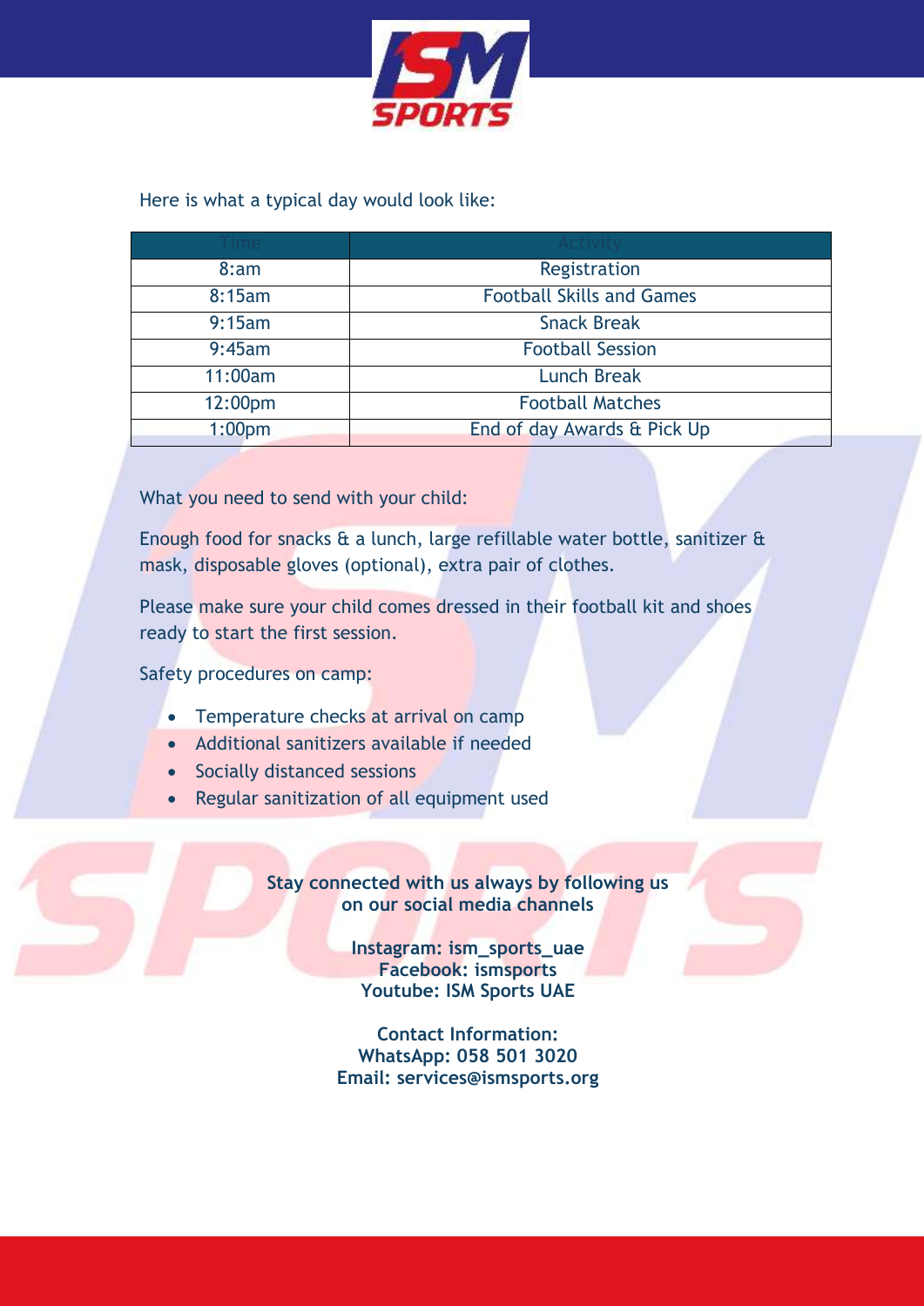Here is what a typical day would look like:

| Time | Activity |
|---|---|
| 8:am | Registration |
| 8:15am | Football Skills and Games |
| 9:15am | Snack Break |
| 9:45am | Football Session |
| 11:00am | Lunch Break |
| 12:00pm | Football Matches |
| 1:00pm | End of day Awards & Pick Up |

What you need to send with your child:

Enough food for snacks & a lunch, large refillable water bottle, sanitizer & mask, disposable gloves (optional), extra pair of clothes.

Please make sure your child comes dressed in their football kit and shoes ready to start the first session.

Safety procedures on camp:

- Temperature checks at arrival on camp
- Additional sanitizers available if needed
- Socially distanced sessions
- Regular sanitization of all equipment used

**Stay connected with us always by following us on our social media channels**

**Instagram: ism_sports_uae**
**Facebook: ismsports**
**Youtube: ISM Sports UAE**

**Contact Information:**
**WhatsApp: 058 501 3020**
**Email: services@ismsports.org**